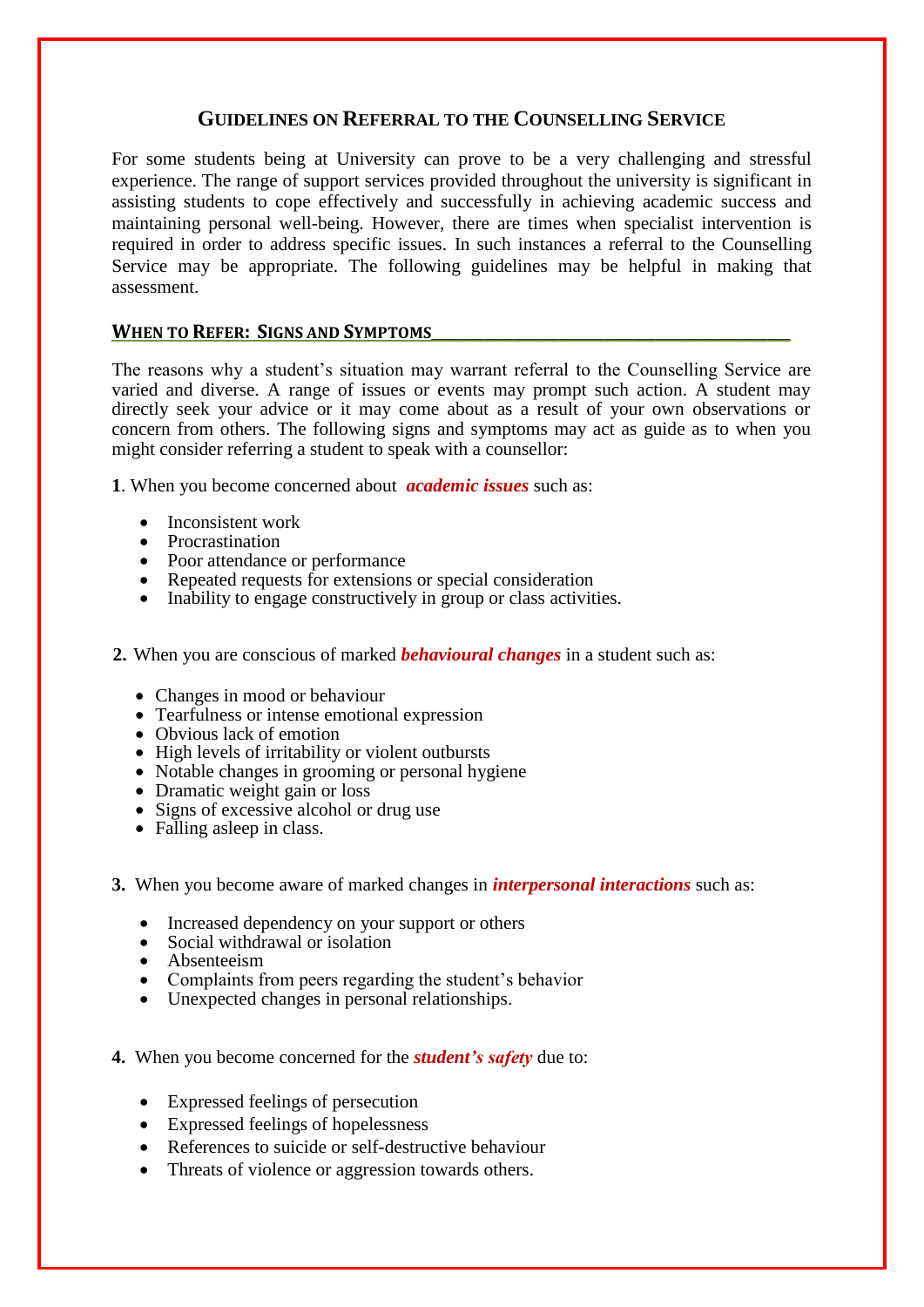# GUIDELINES ON REFERRAL TO THE COUNSELLING SERVICE

For some students being at University can prove to be a very challenging and stressful experience. The range of support services provided throughout the university is significant in assisting students to cope effectively and successfully in achieving academic success and maintaining personal well-being. However, there are times when specialist intervention is required in order to address specific issues. In such instances a referral to the Counselling Service may be appropriate. The following guidelines may be helpful in making that assessment.

## WHEN TO REFER: SIGNS AND SYMPTOMS

The reasons why a student's situation may warrant referral to the Counselling Service are varied and diverse. A range of issues or events may prompt such action. A student may directly seek your advice or it may come about as a result of your own observations or concern from others. The following signs and symptoms may act as guide as to when you might consider referring a student to speak with a counsellor:

**1**. When you become concerned about ***academic issues*** such as:

- Inconsistent work
- Procrastination
- Poor attendance or performance
- Repeated requests for extensions or special consideration
- Inability to engage constructively in group or class activities.

**2.** When you are conscious of marked ***behavioural changes*** in a student such as:

- Changes in mood or behaviour
- Tearfulness or intense emotional expression
- Obvious lack of emotion
- High levels of irritability or violent outbursts
- Notable changes in grooming or personal hygiene
- Dramatic weight gain or loss
- Signs of excessive alcohol or drug use
- Falling asleep in class.

**3.** When you become aware of marked changes in ***interpersonal interactions*** such as:

- Increased dependency on your support or others
- Social withdrawal or isolation
- Absenteeism
- Complaints from peers regarding the student's behavior
- Unexpected changes in personal relationships.

**4.** When you become concerned for the ***student's safety*** due to:

- Expressed feelings of persecution
- Expressed feelings of hopelessness
- References to suicide or self-destructive behaviour
- Threats of violence or aggression towards others.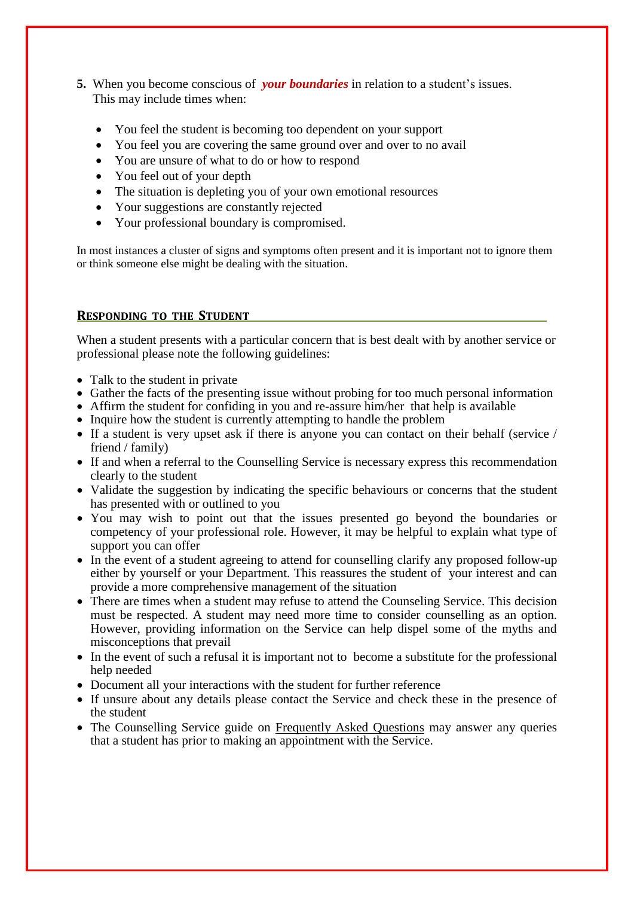5. When you become conscious of ***your boundaries*** in relation to a student's issues. This may include times when:

    - You feel the student is becoming too dependent on your support
    - You feel you are covering the same ground over and over to no avail
    - You are unsure of what to do or how to respond
    - You feel out of your depth
    - The situation is depleting you of your own emotional resources
    - Your suggestions are constantly rejected
    - Your professional boundary is compromised.

In most instances a cluster of signs and symptoms often present and it is important not to ignore them or think someone else might be dealing with the situation.

## Responding to the Student

When a student presents with a particular concern that is best dealt with by another service or professional please note the following guidelines:

- Talk to the student in private
- Gather the facts of the presenting issue without probing for too much personal information
- Affirm the student for confiding in you and re-assure him/her that help is available
- Inquire how the student is currently attempting to handle the problem
- If a student is very upset ask if there is anyone you can contact on their behalf (service / friend / family)
- If and when a referral to the Counselling Service is necessary express this recommendation clearly to the student
- Validate the suggestion by indicating the specific behaviours or concerns that the student has presented with or outlined to you
- You may wish to point out that the issues presented go beyond the boundaries or competency of your professional role. However, it may be helpful to explain what type of support you can offer
- In the event of a student agreeing to attend for counselling clarify any proposed follow-up either by yourself or your Department. This reassures the student of your interest and can provide a more comprehensive management of the situation
- There are times when a student may refuse to attend the Counseling Service. This decision must be respected. A student may need more time to consider counselling as an option. However, providing information on the Service can help dispel some of the myths and misconceptions that prevail
- In the event of such a refusal it is important not to become a substitute for the professional help needed
- Document all your interactions with the student for further reference
- If unsure about any details please contact the Service and check these in the presence of the student
- The Counselling Service guide on Frequently Asked Questions may answer any queries that a student has prior to making an appointment with the Service.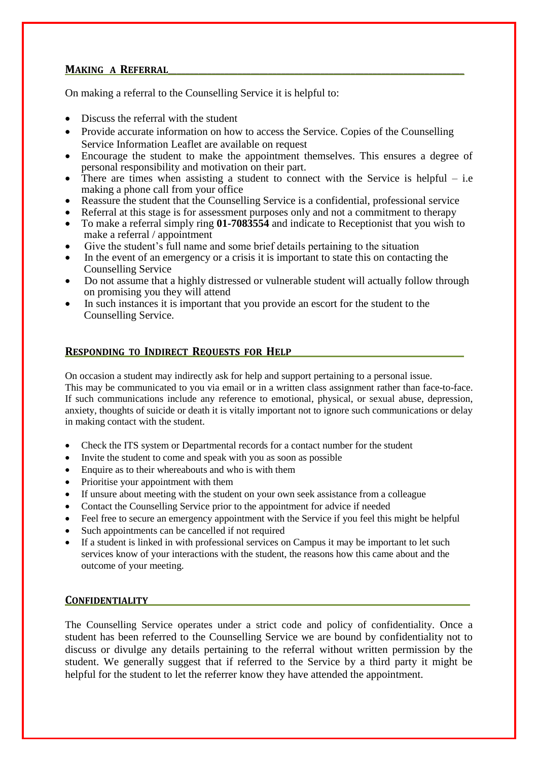## Making a Referral

On making a referral to the Counselling Service it is helpful to:

- Discuss the referral with the student
- Provide accurate information on how to access the Service. Copies of the Counselling Service Information Leaflet are available on request
- Encourage the student to make the appointment themselves. This ensures a degree of personal responsibility and motivation on their part.
- There are times when assisting a student to connect with the Service is helpful – i.e making a phone call from your office
- Reassure the student that the Counselling Service is a confidential, professional service
- Referral at this stage is for assessment purposes only and not a commitment to therapy
- To make a referral simply ring **01-7083554** and indicate to Receptionist that you wish to make a referral / appointment
- Give the student's full name and some brief details pertaining to the situation
- In the event of an emergency or a crisis it is important to state this on contacting the Counselling Service
- Do not assume that a highly distressed or vulnerable student will actually follow through on promising you they will attend
- In such instances it is important that you provide an escort for the student to the Counselling Service.

## Responding to Indirect Requests for Help

On occasion a student may indirectly ask for help and support pertaining to a personal issue. This may be communicated to you via email or in a written class assignment rather than face-to-face. If such communications include any reference to emotional, physical, or sexual abuse, depression, anxiety, thoughts of suicide or death it is vitally important not to ignore such communications or delay in making contact with the student.

- Check the ITS system or Departmental records for a contact number for the student
- Invite the student to come and speak with you as soon as possible
- Enquire as to their whereabouts and who is with them
- Prioritise your appointment with them
- If unsure about meeting with the student on your own seek assistance from a colleague
- Contact the Counselling Service prior to the appointment for advice if needed
- Feel free to secure an emergency appointment with the Service if you feel this might be helpful
- Such appointments can be cancelled if not required
- If a student is linked in with professional services on Campus it may be important to let such services know of your interactions with the student, the reasons how this came about and the outcome of your meeting.

## Confidentiality

The Counselling Service operates under a strict code and policy of confidentiality. Once a student has been referred to the Counselling Service we are bound by confidentiality not to discuss or divulge any details pertaining to the referral without written permission by the student. We generally suggest that if referred to the Service by a third party it might be helpful for the student to let the referrer know they have attended the appointment.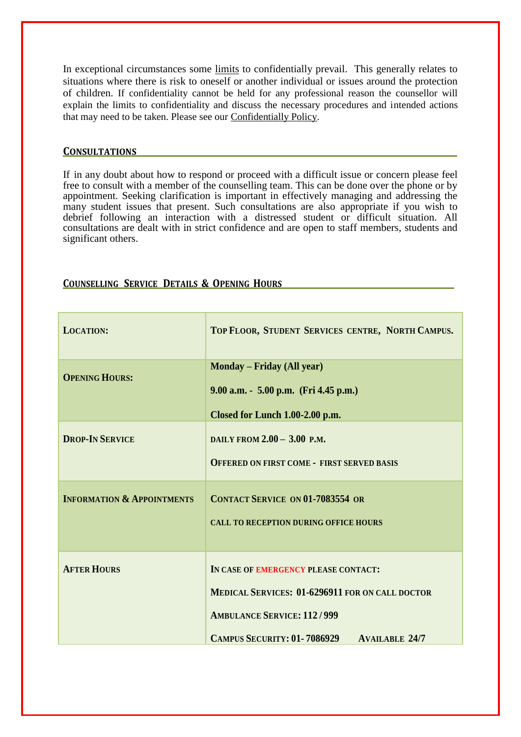In exceptional circumstances some limits to confidentially prevail. This generally relates to situations where there is risk to oneself or another individual or issues around the protection of children. If confidentiality cannot be held for any professional reason the counsellor will explain the limits to confidentiality and discuss the necessary procedures and intended actions that may need to be taken. Please see our Confidentially Policy.

## Consultations

If in any doubt about how to respond or proceed with a difficult issue or concern please feel free to consult with a member of the counselling team. This can be done over the phone or by appointment. Seeking clarification is important in effectively managing and addressing the many student issues that present. Such consultations are also appropriate if you wish to debrief following an interaction with a distressed student or difficult situation. All consultations are dealt with in strict confidence and are open to staff members, students and significant others.

## Counselling Service Details & Opening Hours

| | |
|---|---|
| **Location:** | **Top Floor, Student Services centre, North Campus.** |
| **Opening Hours:** | **Monday – Friday (All year)**<br>**9.00 a.m. - 5.00 p.m. (Fri 4.45 p.m.)**<br>**Closed for Lunch 1.00-2.00 p.m.** |
| **Drop-In Service** | **daily from 2.00 – 3.00 p.m.**<br>**Offered on first come - first served basis** |
| **Information & Appointments** | **Contact Service on 01-7083554 or**<br>**call to reception during office hours** |
| **After Hours** | **In case of emergency please contact:**<br>**Medical Services: 01-6296911 for on call doctor**<br>**Ambulance Service: 112 / 999**<br>**Campus Security: 01- 7086929 Available 24/7** |